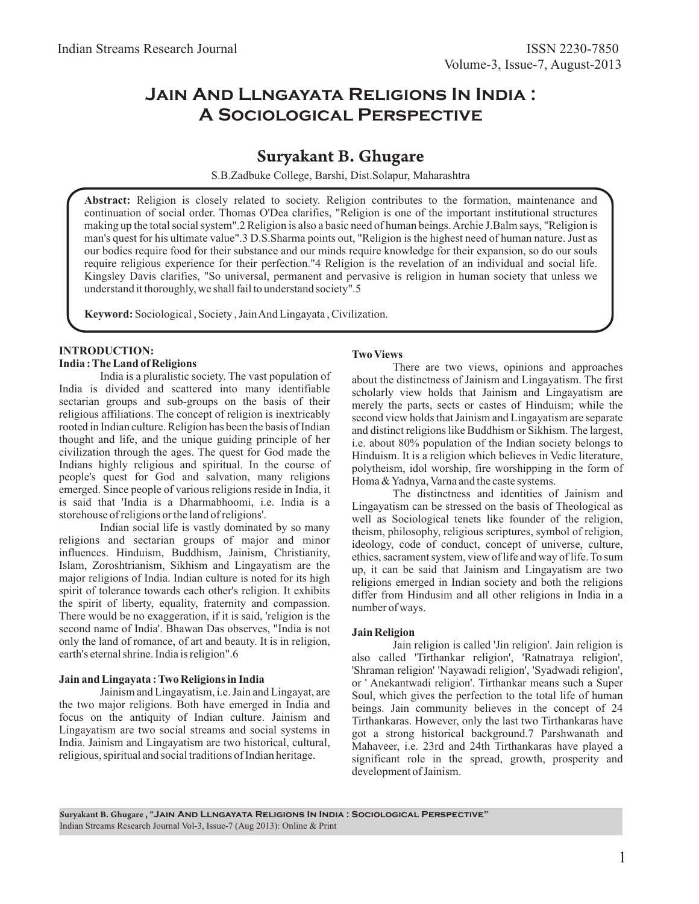# Jain And Llngayata Religions In India : A Sociological Perspective

## Suryakant B. Ghugare

S.B.Zadbuke College, Barshi, Dist.Solapur, Maharashtra

**Abstract:** Religion is closely related to society. Religion contributes to the formation, maintenance and continuation of social order. Thomas O'Dea clarifies, "Religion is one of the important institutional structures making up the total social system".2 Religion is also a basic need of human beings. Archie J.Balm says, "Religion is man's quest for his ultimate value".3 D.S.Sharma points out, "Religion is the highest need of human nature. Just as our bodies require food for their substance and our minds require knowledge for their expansion, so do our souls require religious experience for their perfection."4 Religion is the revelation of an individual and social life. Kingsley Davis clarifies, "So universal, permanent and pervasive is religion in human society that unless we understand it thoroughly, we shall fail to understand society".5

**Keyword:** Sociological , Society , Jain And Lingayata , Civilization.

## INTRODUCTION:

### India : The Land of Religions

India is a pluralistic society. The vast population of India is divided and scattered into many identifiable sectarian groups and sub-groups on the basis of their religious affiliations. The concept of religion is inextricably rooted in Indian culture. Religion has been the basis of Indian thought and life, and the unique guiding principle of her civilization through the ages. The quest for God made the Indians highly religious and spiritual. In the course of people's quest for God and salvation, many religions emerged. Since people of various religions reside in India, it is said that 'India is a Dharmabhoomi, i.e. India is a storehouse of religions or the land of religions'.

Indian social life is vastly dominated by so many religions and sectarian groups of major and minor influences. Hinduism, Buddhism, Jainism, Christianity, Islam, Zoroshtrianism, Sikhism and Lingayatism are the major religions of India. Indian culture is noted for its high spirit of tolerance towards each other's religion. It exhibits the spirit of liberty, equality, fraternity and compassion. There would be no exaggeration, if it is said, 'religion is the second name of India'. Bhawan Das observes, "India is not only the land of romance, of art and beauty. It is in religion, earth's eternal shrine. India is religion".6

### Jain and Lingayata : Two Religions in India

Jainism and Lingayatism, i.e. Jain and Lingayat, are the two major religions. Both have emerged in India and focus on the antiquity of Indian culture. Jainism and Lingayatism are two social streams and social systems in India. Jainism and Lingayatism are two historical, cultural, religious, spiritual and social traditions of Indian heritage.

### Two Views

There are two views, opinions and approaches about the distinctness of Jainism and Lingayatism. The first scholarly view holds that Jainism and Lingayatism are merely the parts, sects or castes of Hinduism; while the second view holds that Jainism and Lingayatism are separate and distinct religions like Buddhism or Sikhism. The largest, i.e. about 80% population of the Indian society belongs to Hinduism. It is a religion which believes in Vedic literature, polytheism, idol worship, fire worshipping in the form of Homa & Yadnya, Varna and the caste systems.

The distinctness and identities of Jainism and Lingayatism can be stressed on the basis of Theological as well as Sociological tenets like founder of the religion, theism, philosophy, religious scriptures, symbol of religion, ideology, code of conduct, concept of universe, culture, ethics, sacrament system, view of life and way of life. To sum up, it can be said that Jainism and Lingayatism are two religions emerged in Indian society and both the religions differ from Hindusim and all other religions in India in a number of ways.

### Jain Religion

Jain religion is called 'Jin religion'. Jain religion is also called 'Tirthankar religion', 'Ratnatraya religion', 'Shraman religion' 'Nayawadi religion', 'Syadwadi religion', or ' Anekantwadi religion'. Tirthankar means such a Super Soul, which gives the perfection to the total life of human beings. Jain community believes in the concept of 24 Tirthankaras. However, only the last two Tirthankaras have got a strong historical background.7 Parshwanath and Mahaveer, i.e. 23rd and 24th Tirthankaras have played a significant role in the spread, growth, prosperity and development of Jainism.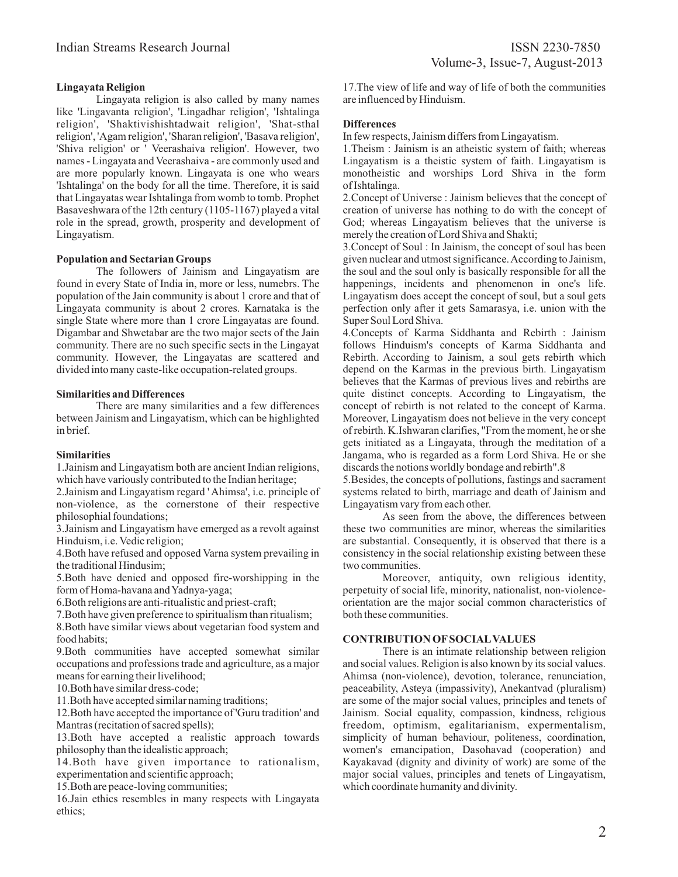**Lingayata Religion**

Lingayata religion is also called by many names like 'Lingavanta religion', 'Lingadhar religion', 'Ishtalinga religion', 'Shaktivishishtadwait religion', 'Shat-sthal religion', 'Agam religion', 'Sharan religion', 'Basava religion', 'Shiva religion' or ' Veerashaiva religion'. However, two names - Lingayata and Veerashaiva - are commonly used and are more popularly known. Lingayata is one who wears 'Ishtalinga' on the body for all the time. Therefore, it is said that Lingayatas wear Ishtalinga from womb to tomb. Prophet Basaveshwara of the 12th century (1105-1167) played a vital role in the spread, growth, prosperity and development of Lingayatism.

**Population and Sectarian Groups**

The followers of Jainism and Lingayatism are found in every State of India in, more or less, numebrs. The population of the Jain community is about 1 crore and that of Lingayata community is about 2 crores. Karnataka is the single State where more than 1 crore Lingayatas are found. Digambar and Shwetabar are the two major sects of the Jain community. There are no such specific sects in the Lingayat community. However, the Lingayatas are scattered and divided into many caste-like occupation-related groups.

**Similarities and Differences**

There are many similarities and a few differences between Jainism and Lingayatism, which can be highlighted in brief.

**Similarities**

1.Jainism and Lingayatism both are ancient Indian religions, which have variously contributed to the Indian heritage;

2.Jainism and Lingayatism regard ' Ahimsa', i.e. principle of non-violence, as the cornerstone of their respective philosophial foundations;

3.Jainism and Lingayatism have emerged as a revolt against Hinduism, i.e. Vedic religion;

4.Both have refused and opposed Varna system prevailing in the traditional Hindusim;

5.Both have denied and opposed fire-worshipping in the form of Homa-havana and Yadnya-yaga;

6.Both religions are anti-ritualistic and priest-craft;

7.Both have given preference to spiritualism than ritualism;

8.Both have similar views about vegetarian food system and food habits;

9.Both communities have accepted somewhat similar occupations and professions trade and agriculture, as a major means for earning their livelihood;

10.Both have similar dress-code;

11.Both have accepted similar naming traditions;

12.Both have accepted the importance of 'Guru tradition' and Mantras (recitation of sacred spells);

13.Both have accepted a realistic approach towards philosophy than the idealistic approach;

14.Both have given importance to rationalism, experimentation and scientific approach;

15.Both are peace-loving communities;

16.Jain ethics resembles in many respects with Lingayata ethics;

17.The view of life and way of life of both the communities are influenced by Hinduism.

**Differences**

In few respects, Jainism differs from Lingayatism.

1.Theism : Jainism is an atheistic system of faith; whereas Lingayatism is a theistic system of faith. Lingayatism is monotheistic and worships Lord Shiva in the form of Ishtalinga.

2.Concept of Universe : Jainism believes that the concept of creation of universe has nothing to do with the concept of God; whereas Lingayatism believes that the universe is merely the creation of Lord Shiva and Shakti;

3.Concept of Soul : In Jainism, the concept of soul has been given nuclear and utmost significance. According to Jainism, the soul and the soul only is basically responsible for all the happenings, incidents and phenomenon in one's life. Lingayatism does accept the concept of soul, but a soul gets perfection only after it gets Samarasya, i.e. union with the Super Soul Lord Shiva.

4.Concepts of Karma Siddhanta and Rebirth : Jainism follows Hinduism's concepts of Karma Siddhanta and Rebirth. According to Jainism, a soul gets rebirth which depend on the Karmas in the previous birth. Lingayatism believes that the Karmas of previous lives and rebirths are quite distinct concepts. According to Lingayatism, the concept of rebirth is not related to the concept of Karma. Moreover, Lingayatism does not believe in the very concept of rebirth. K.Ishwaran clarifies, "From the moment, he or she gets initiated as a Lingayata, through the meditation of a Jangama, who is regarded as a form Lord Shiva. He or she discards the notions worldly bondage and rebirth".8

5.Besides, the concepts of pollutions, fastings and sacrament systems related to birth, marriage and death of Jainism and Lingayatism vary from each other.

As seen from the above, the differences between these two communities are minor, whereas the similarities are substantial. Consequently, it is observed that there is a consistency in the social relationship existing between these two communities.

Moreover, antiquity, own religious identity, perpetuity of social life, minority, nationalist, non-violence-orientation are the major social common characteristics of both these communities.

**CONTRIBUTION OF SOCIAL VALUES**

There is an intimate relationship between religion and social values. Religion is also known by its social values. Ahimsa (non-violence), devotion, tolerance, renunciation, peaceability, Asteya (impassivity), Anekantvad (pluralism) are some of the major social values, principles and tenets of Jainism. Social equality, compassion, kindness, religious freedom, optimism, egalitarianism, expermentalism, simplicity of human behaviour, politeness, coordination, women's emancipation, Dasohavad (cooperation) and Kayakavad (dignity and divinity of work) are some of the major social values, principles and tenets of Lingayatism, which coordinate humanity and divinity.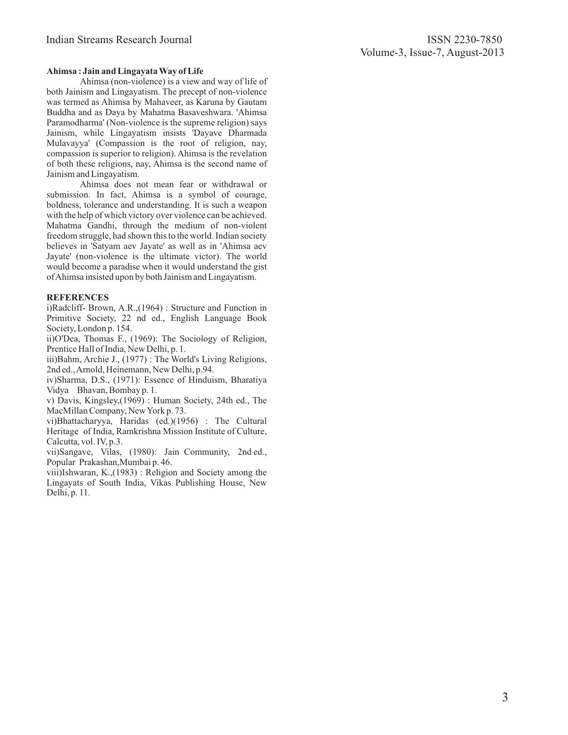**Ahimsa : Jain and Lingayata Way of Life**

Ahimsa (non-violence) is a view and way of life of both Jainism and Lingayatism. The precept of non-violence was termed as Ahimsa by Mahaveer, as Karuna by Gautam Buddha and as Daya by Mahatma Basaveshwara. 'Ahimsa Paramodharma' (Non-violence is the supreme religion) says Jainism, while Lingayatism insists 'Dayave Dharmada Mulavayya' (Compassion is the root of religion, nay, compassion is superior to religion). Ahimsa is the revelation of both these religions, nay, Ahimsa is the second name of Jainism and Lingayatism.

Ahimsa does not mean fear or withdrawal or submission. In fact, Ahimsa is a symbol of courage, boldness, tolerance and understanding. It is such a weapon with the help of which victory over violence can be achieved. Mahatma Gandhi, through the medium of non-violent freedom struggle, had shown this to the world. Indian society believes in 'Satyam aev Jayate' as well as in 'Ahimsa aev Jayate' (non-violence is the ultimate victor). The world would become a paradise when it would understand the gist of Ahimsa insisted upon by both Jainism and Lingayatism.

**REFERENCES**

i)Radcliff- Brown, A.R.,(1964) : Structure and Function in Primitive Society, 22 nd ed., English Language Book Society, London p. 154.

ii)O'Dea, Thomas F., (1969): The Sociology of Religion, Prentice Hall of India, New Delhi, p. 1.

iii)Bahm, Archie J., (1977) : The World's Living Religions, 2nd ed., Arnold, Heinemann, New Delhi, p.94.

iv)Sharma, D.S., (1971): Essence of Hinduism, Bharatiya Vidya Bhavan, Bombay p. 1.

v) Davis, Kingsley,(1969) : Human Society, 24th ed., The MacMillan Company, New York p. 73.

vi)Bhattacharyya, Haridas (ed.)(1956) : The Cultural Heritage of India, Ramkrishna Mission Institute of Culture, Calcutta, vol. IV, p.3.

vii)Sangave, Vilas, (1980): Jain Community, 2nd ed., Popular Prakashan,Mumbai p. 46.

viii)Ishwaran, K.,(1983) : Religion and Society among the Lingayats of South India, Vikas Publishing House, New Delhi, p. 11.